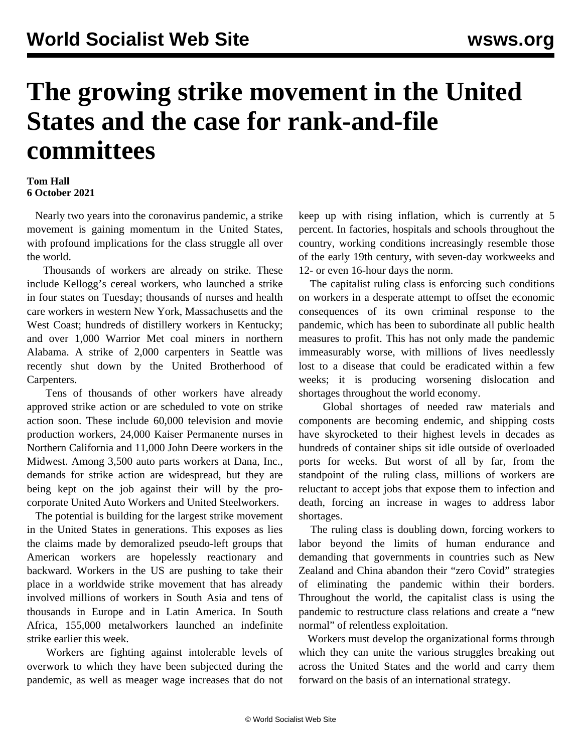# The growing strike movement in the United States and the case for rank-and-file committees

**Tom Hall**
**6 October 2021**

Nearly two years into the coronavirus pandemic, a strike movement is gaining momentum in the United States, with profound implications for the class struggle all over the world.

Thousands of workers are already on strike. These include Kellogg's cereal workers, who launched a strike in four states on Tuesday; thousands of nurses and health care workers in western New York, Massachusetts and the West Coast; hundreds of distillery workers in Kentucky; and over 1,000 Warrior Met coal miners in northern Alabama. A strike of 2,000 carpenters in Seattle was recently shut down by the United Brotherhood of Carpenters.

Tens of thousands of other workers have already approved strike action or are scheduled to vote on strike action soon. These include 60,000 television and movie production workers, 24,000 Kaiser Permanente nurses in Northern California and 11,000 John Deere workers in the Midwest. Among 3,500 auto parts workers at Dana, Inc., demands for strike action are widespread, but they are being kept on the job against their will by the pro-corporate United Auto Workers and United Steelworkers.

The potential is building for the largest strike movement in the United States in generations. This exposes as lies the claims made by demoralized pseudo-left groups that American workers are hopelessly reactionary and backward. Workers in the US are pushing to take their place in a worldwide strike movement that has already involved millions of workers in South Asia and tens of thousands in Europe and in Latin America. In South Africa, 155,000 metalworkers launched an indefinite strike earlier this week.

Workers are fighting against intolerable levels of overwork to which they have been subjected during the pandemic, as well as meager wage increases that do not keep up with rising inflation, which is currently at 5 percent. In factories, hospitals and schools throughout the country, working conditions increasingly resemble those of the early 19th century, with seven-day workweeks and 12- or even 16-hour days the norm.

The capitalist ruling class is enforcing such conditions on workers in a desperate attempt to offset the economic consequences of its own criminal response to the pandemic, which has been to subordinate all public health measures to profit. This has not only made the pandemic immeasurably worse, with millions of lives needlessly lost to a disease that could be eradicated within a few weeks; it is producing worsening dislocation and shortages throughout the world economy.

Global shortages of needed raw materials and components are becoming endemic, and shipping costs have skyrocketed to their highest levels in decades as hundreds of container ships sit idle outside of overloaded ports for weeks. But worst of all by far, from the standpoint of the ruling class, millions of workers are reluctant to accept jobs that expose them to infection and death, forcing an increase in wages to address labor shortages.

The ruling class is doubling down, forcing workers to labor beyond the limits of human endurance and demanding that governments in countries such as New Zealand and China abandon their "zero Covid" strategies of eliminating the pandemic within their borders. Throughout the world, the capitalist class is using the pandemic to restructure class relations and create a "new normal" of relentless exploitation.

Workers must develop the organizational forms through which they can unite the various struggles breaking out across the United States and the world and carry them forward on the basis of an international strategy.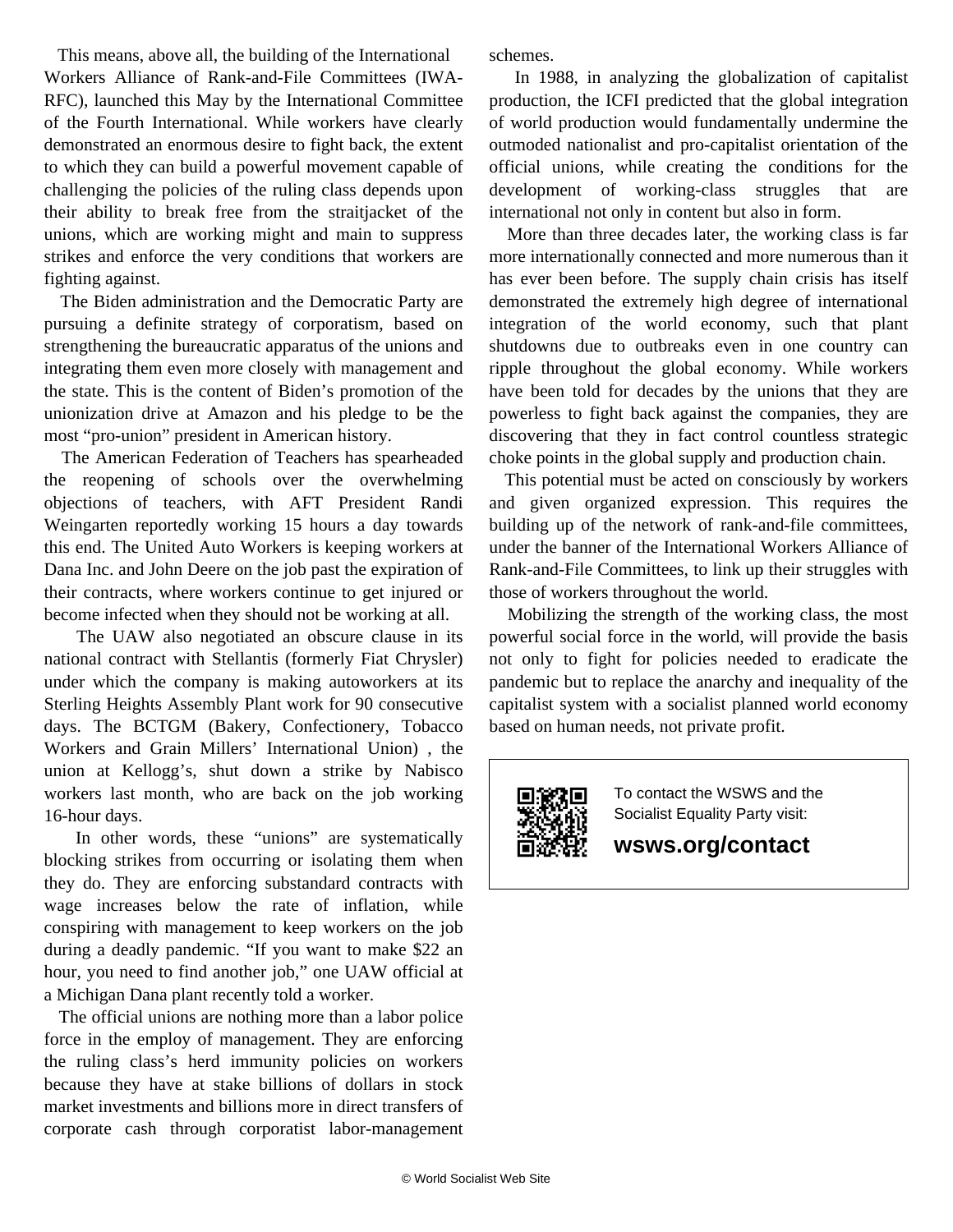This means, above all, the building of the International Workers Alliance of Rank-and-File Committees (IWA-RFC), launched this May by the International Committee of the Fourth International. While workers have clearly demonstrated an enormous desire to fight back, the extent to which they can build a powerful movement capable of challenging the policies of the ruling class depends upon their ability to break free from the straitjacket of the unions, which are working might and main to suppress strikes and enforce the very conditions that workers are fighting against.

The Biden administration and the Democratic Party are pursuing a definite strategy of corporatism, based on strengthening the bureaucratic apparatus of the unions and integrating them even more closely with management and the state. This is the content of Biden's promotion of the unionization drive at Amazon and his pledge to be the most "pro-union" president in American history.

The American Federation of Teachers has spearheaded the reopening of schools over the overwhelming objections of teachers, with AFT President Randi Weingarten reportedly working 15 hours a day towards this end. The United Auto Workers is keeping workers at Dana Inc. and John Deere on the job past the expiration of their contracts, where workers continue to get injured or become infected when they should not be working at all.

The UAW also negotiated an obscure clause in its national contract with Stellantis (formerly Fiat Chrysler) under which the company is making autoworkers at its Sterling Heights Assembly Plant work for 90 consecutive days. The BCTGM (Bakery, Confectionery, Tobacco Workers and Grain Millers' International Union) , the union at Kellogg's, shut down a strike by Nabisco workers last month, who are back on the job working 16-hour days.

In other words, these "unions" are systematically blocking strikes from occurring or isolating them when they do. They are enforcing substandard contracts with wage increases below the rate of inflation, while conspiring with management to keep workers on the job during a deadly pandemic. "If you want to make $22 an hour, you need to find another job," one UAW official at a Michigan Dana plant recently told a worker.

The official unions are nothing more than a labor police force in the employ of management. They are enforcing the ruling class's herd immunity policies on workers because they have at stake billions of dollars in stock market investments and billions more in direct transfers of corporate cash through corporatist labor-management schemes.

In 1988, in analyzing the globalization of capitalist production, the ICFI predicted that the global integration of world production would fundamentally undermine the outmoded nationalist and pro-capitalist orientation of the official unions, while creating the conditions for the development of working-class struggles that are international not only in content but also in form.

More than three decades later, the working class is far more internationally connected and more numerous than it has ever been before. The supply chain crisis has itself demonstrated the extremely high degree of international integration of the world economy, such that plant shutdowns due to outbreaks even in one country can ripple throughout the global economy. While workers have been told for decades by the unions that they are powerless to fight back against the companies, they are discovering that they in fact control countless strategic choke points in the global supply and production chain.

This potential must be acted on consciously by workers and given organized expression. This requires the building up of the network of rank-and-file committees, under the banner of the International Workers Alliance of Rank-and-File Committees, to link up their struggles with those of workers throughout the world.

Mobilizing the strength of the working class, the most powerful social force in the world, will provide the basis not only to fight for policies needed to eradicate the pandemic but to replace the anarchy and inequality of the capitalist system with a socialist planned world economy based on human needs, not private profit.

To contact the WSWS and the Socialist Equality Party visit:

**wsws.org/contact**